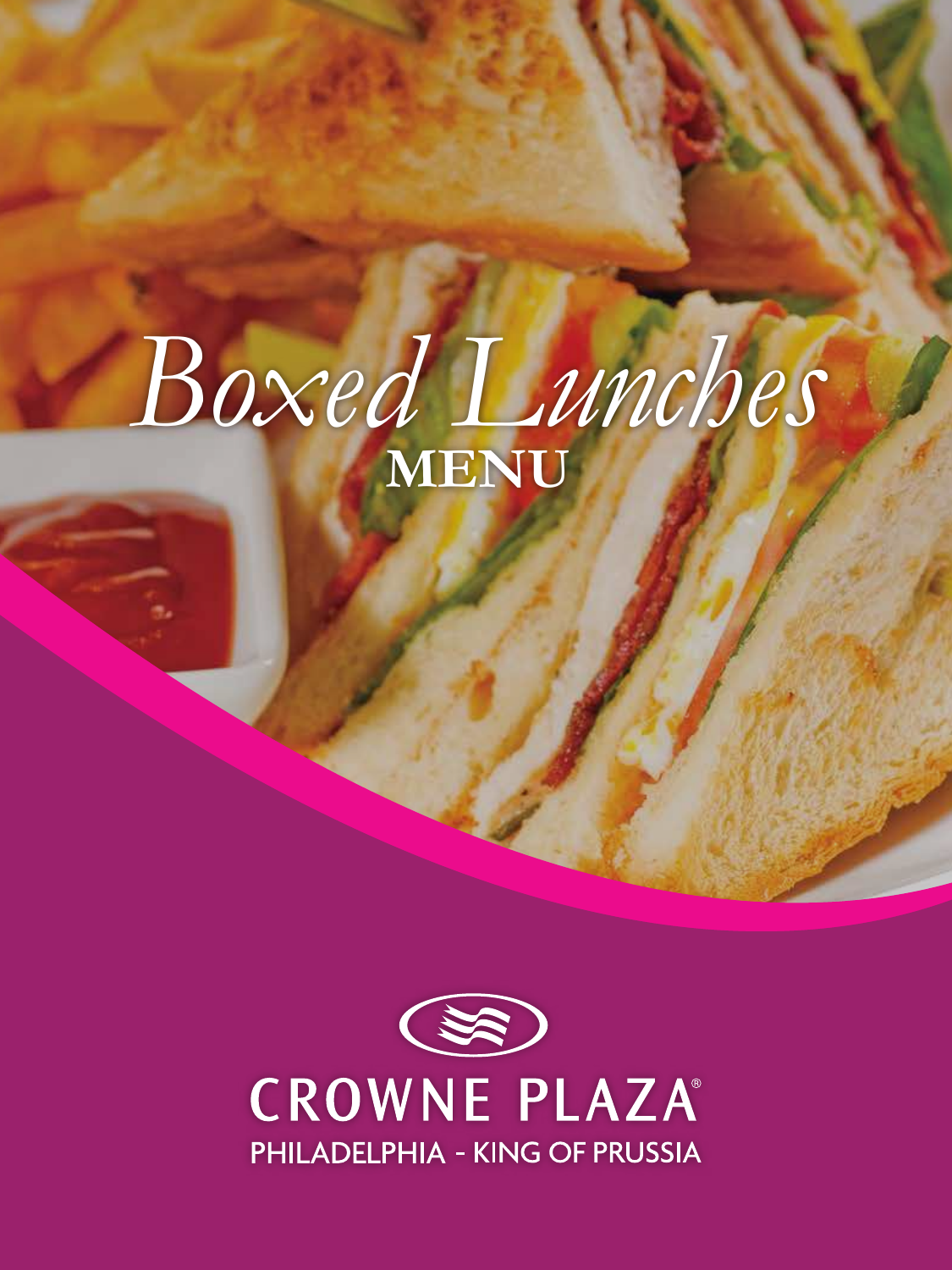# *Boxed Lunches*

## MENU

CROWNE PLAZA®

PHILADELPHIA - KING OF PRUSSIA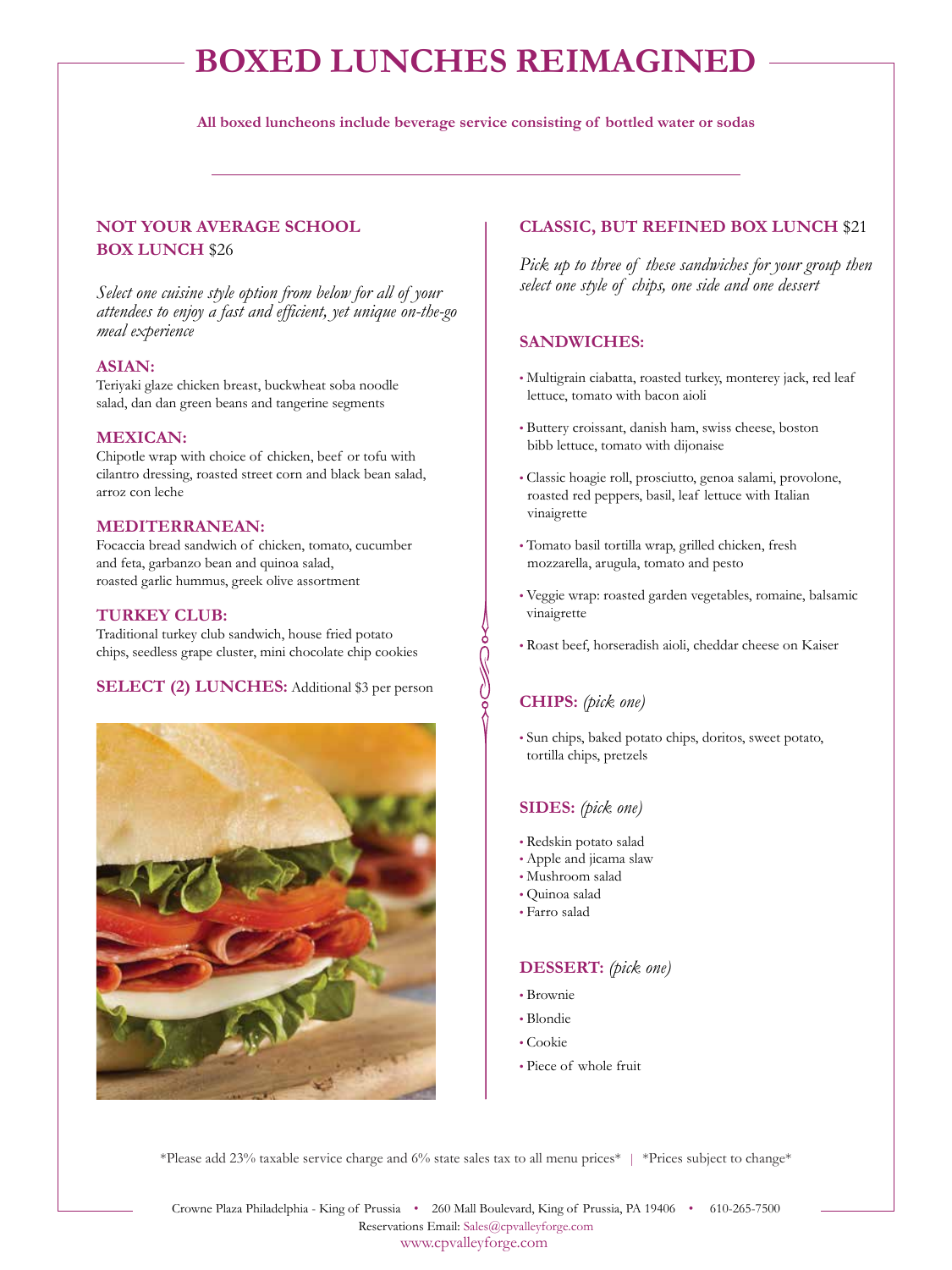# BOXED LUNCHES REIMAGINED

**All boxed luncheons include beverage service consisting of bottled water or sodas**

## NOT YOUR AVERAGE SCHOOL BOX LUNCH $26

*Select one cuisine style option from below for all of your attendees to enjoy a fast and efficient, yet unique on-the-go meal experience*

### ASIAN:

Teriyaki glaze chicken breast, buckwheat soba noodle salad, dan dan green beans and tangerine segments

### MEXICAN:

Chipotle wrap with choice of chicken, beef or tofu with cilantro dressing, roasted street corn and black bean salad, arroz con leche

### MEDITERRANEAN:

Focaccia bread sandwich of chicken, tomato, cucumber and feta, garbanzo bean and quinoa salad, roasted garlic hummus, greek olive assortment

### TURKEY CLUB:

Traditional turkey club sandwich, house fried potato chips, seedless grape cluster, mini chocolate chip cookies

**SELECT (2) LUNCHES:** Additional $3 per person

## CLASSIC, BUT REFINED BOX LUNCH $21

*Pick up to three of these sandwiches for your group then select one style of chips, one side and one dessert*

### SANDWICHES:

- Multigrain ciabatta, roasted turkey, monterey jack, red leaf lettuce, tomato with bacon aioli
- Buttery croissant, danish ham, swiss cheese, boston bibb lettuce, tomato with dijonaise
- Classic hoagie roll, prosciutto, genoa salami, provolone, roasted red peppers, basil, leaf lettuce with Italian vinaigrette
- Tomato basil tortilla wrap, grilled chicken, fresh mozzarella, arugula, tomato and pesto
- Veggie wrap: roasted garden vegetables, romaine, balsamic vinaigrette
- Roast beef, horseradish aioli, cheddar cheese on Kaiser

### CHIPS: *(pick one)*

- Sun chips, baked potato chips, doritos, sweet potato, tortilla chips, pretzels

### SIDES: *(pick one)*

- Redskin potato salad
- Apple and jicama slaw
- Mushroom salad
- Quinoa salad
- Farro salad

### DESSERT: *(pick one)*

- Brownie
- Blondie
- Cookie
- Piece of whole fruit

*Please add 23% taxable service charge and 6% state sales tax to all menu prices* | *Prices subject to change*

Crowne Plaza Philadelphia - King of Prussia • 260 Mall Boulevard, King of Prussia, PA 19406 • 610-265-7500
Reservations Email: Sales@cpvalleyforge.com
www.cpvalleyforge.com